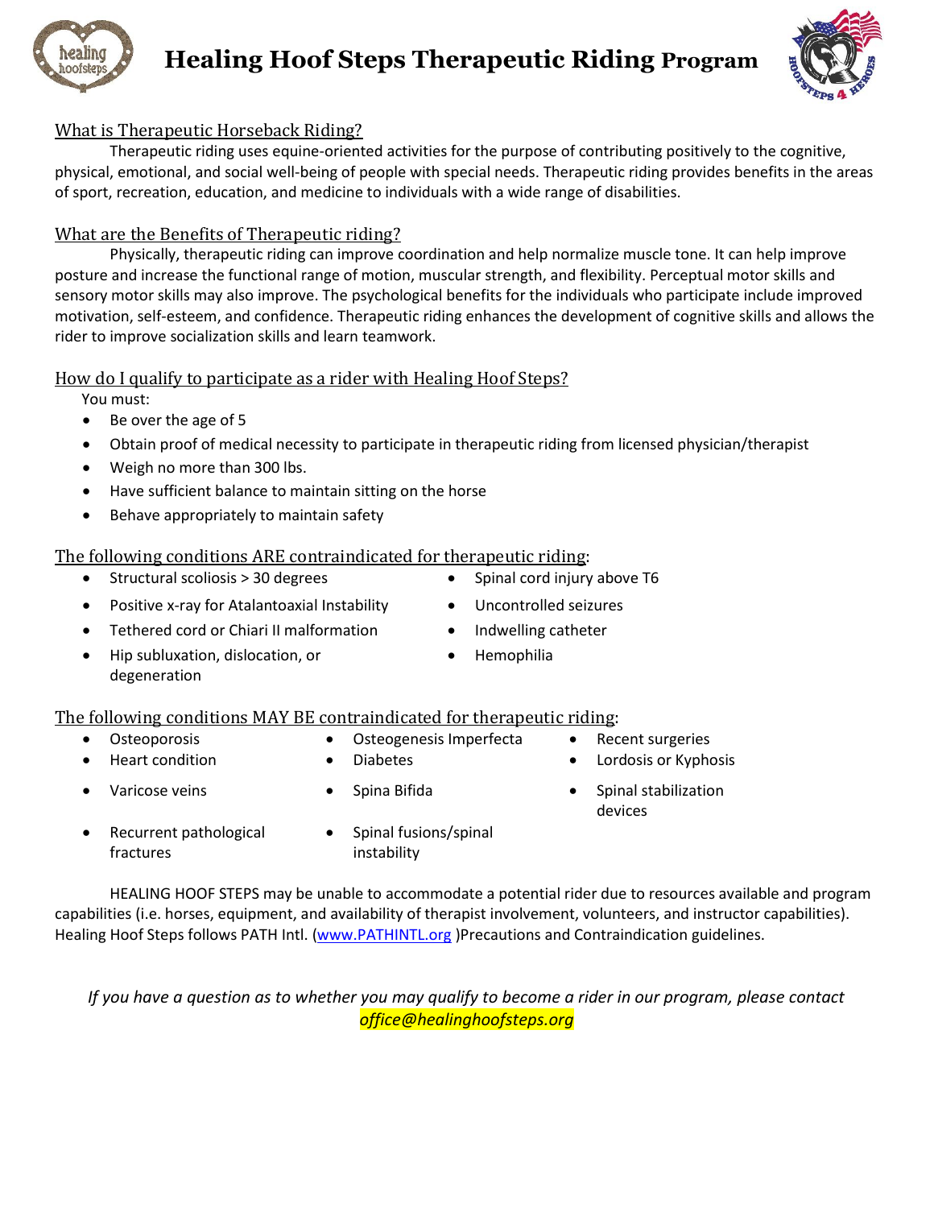# Healing Hoof Steps Therapeutic Riding Program

## What is Therapeutic Horseback Riding?

Therapeutic riding uses equine-oriented activities for the purpose of contributing positively to the cognitive, physical, emotional, and social well-being of people with special needs. Therapeutic riding provides benefits in the areas of sport, recreation, education, and medicine to individuals with a wide range of disabilities.

## What are the Benefits of Therapeutic riding?

Physically, therapeutic riding can improve coordination and help normalize muscle tone. It can help improve posture and increase the functional range of motion, muscular strength, and flexibility. Perceptual motor skills and sensory motor skills may also improve. The psychological benefits for the individuals who participate include improved motivation, self-esteem, and confidence. Therapeutic riding enhances the development of cognitive skills and allows the rider to improve socialization skills and learn teamwork.

## How do I qualify to participate as a rider with Healing Hoof Steps?

You must:

- Be over the age of 5
- Obtain proof of medical necessity to participate in therapeutic riding from licensed physician/therapist
- Weigh no more than 300 lbs.
- Have sufficient balance to maintain sitting on the horse
- Behave appropriately to maintain safety

## The following conditions ARE contraindicated for therapeutic riding:

- Structural scoliosis > 30 degrees
- Positive x-ray for Atalantoaxial Instability
- Tethered cord or Chiari II malformation
- Hip subluxation, dislocation, or degeneration
- Spinal cord injury above T6
- Uncontrolled seizures
- Indwelling catheter
- Hemophilia

## The following conditions MAY BE contraindicated for therapeutic riding:

- Osteoporosis
- Heart condition
- Varicose veins
- Recurrent pathological fractures
- Osteogenesis Imperfecta
- Diabetes
- Spina Bifida
- Spinal fusions/spinal instability
- Recent surgeries
- Lordosis or Kyphosis
- Spinal stabilization devices

HEALING HOOF STEPS may be unable to accommodate a potential rider due to resources available and program capabilities (i.e. horses, equipment, and availability of therapist involvement, volunteers, and instructor capabilities). Healing Hoof Steps follows PATH Intl. (www.PATHINTL.org )Precautions and Contraindication guidelines.

*If you have a question as to whether you may qualify to become a rider in our program, please contact office@healinghoofsteps.org*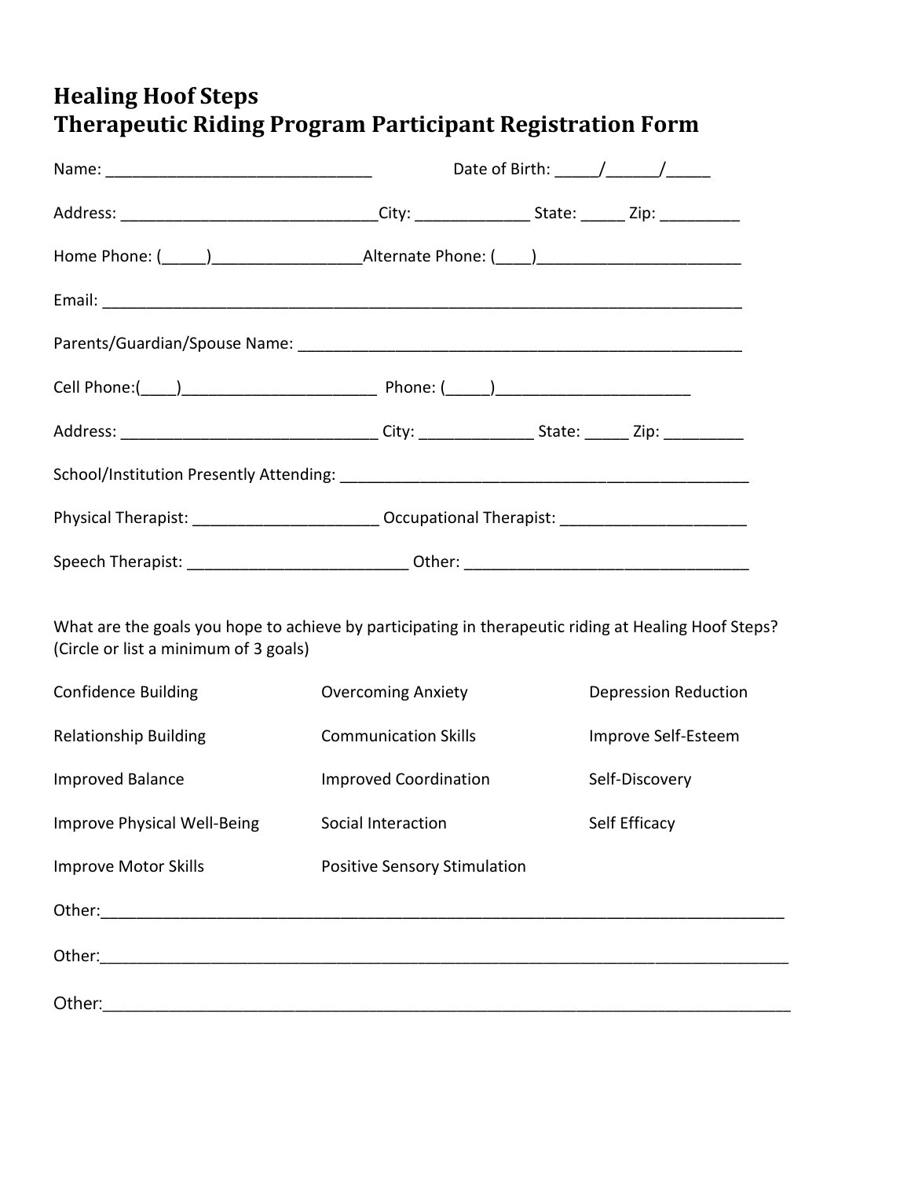# Healing Hoof Steps
# Therapeutic Riding Program Participant Registration Form

Name: ______________________________ Date of Birth: _____/______/_____

Address: _____________________________City: _____________ State: _____ Zip: _________

Home Phone: (_____)________________Alternate Phone: (____)_______________________

Email: __________________________________________________________________________

Parents/Guardian/Spouse Name: ________________________________________________

Cell Phone:(____)______________________ Phone: (_____)______________________

Address: _____________________________ City: _____________ State: _____ Zip: _________

School/Institution Presently Attending: _____________________________________________

Physical Therapist: _____________________ Occupational Therapist: _____________________

Speech Therapist: ________________________ Other: _______________________________

What are the goals you hope to achieve by participating in therapeutic riding at Healing Hoof Steps? (Circle or list a minimum of 3 goals)

| | | |
|---|---|---|
| Confidence Building | Overcoming Anxiety | Depression Reduction |
| Relationship Building | Communication Skills | Improve Self-Esteem |
| Improved Balance | Improved Coordination | Self-Discovery |
| Improve Physical Well-Being | Social Interaction | Self Efficacy |
| Improve Motor Skills | Positive Sensory Stimulation | |

Other:___________________________________________________________________________

Other:___________________________________________________________________________

Other:___________________________________________________________________________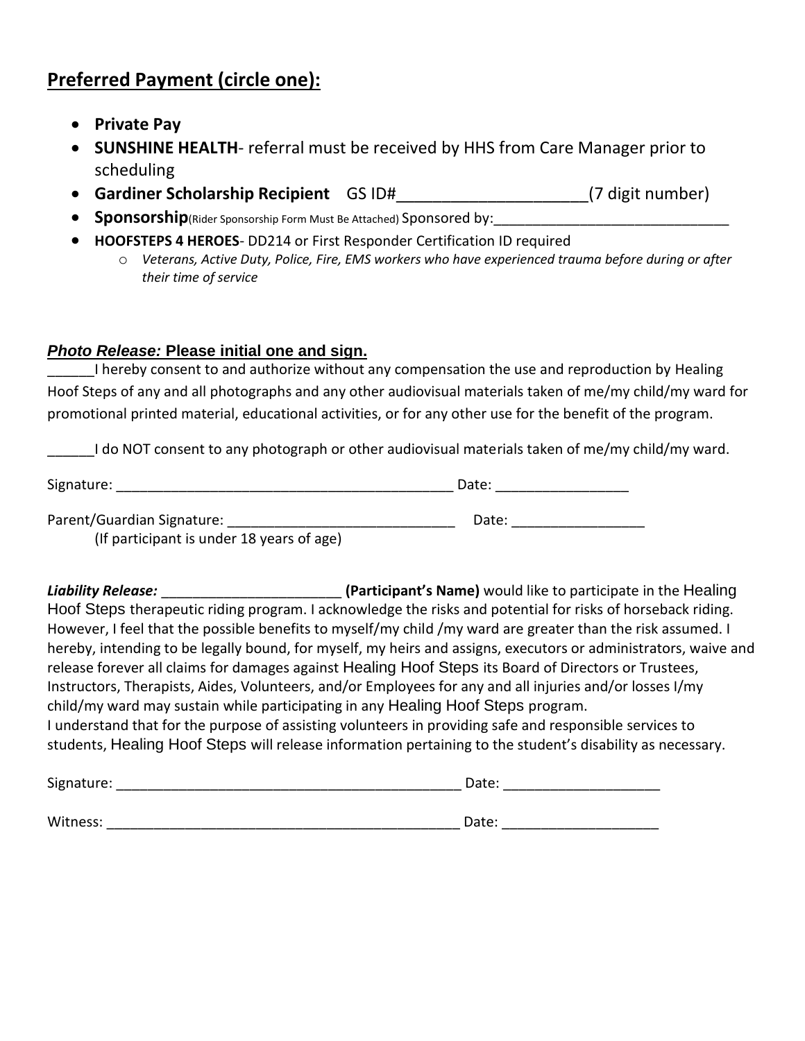## **Preferred Payment (circle one):**

- **Private Pay**
- **SUNSHINE HEALTH**- referral must be received by HHS from Care Manager prior to scheduling
- **Gardiner Scholarship Recipient** GS ID#_____________________(7 digit number)
- **Sponsorship**(Rider Sponsorship Form Must Be Attached) Sponsored by:_____________________________
- **HOOFSTEPS 4 HEROES**- DD214 or First Responder Certification ID required
    - *Veterans, Active Duty, Police, Fire, EMS workers who have experienced trauma before during or after their time of service*

***Photo Release:*** **Please initial one and sign.**

______I hereby consent to and authorize without any compensation the use and reproduction by Healing Hoof Steps of any and all photographs and any other audiovisual materials taken of me/my child/my ward for promotional printed material, educational activities, or for any other use for the benefit of the program.

______I do NOT consent to any photograph or other audiovisual materials taken of me/my child/my ward.

Signature: ____________________________________________ Date: _________________

Parent/Guardian Signature: _____________________________ Date: _________________
(If participant is under 18 years of age)

***Liability Release:*** ______________________ **(Participant's Name)** would like to participate in the Healing Hoof Steps therapeutic riding program. I acknowledge the risks and potential for risks of horseback riding. However, I feel that the possible benefits to myself/my child /my ward are greater than the risk assumed. I hereby, intending to be legally bound, for myself, my heirs and assigns, executors or administrators, waive and release forever all claims for damages against Healing Hoof Steps its Board of Directors or Trustees, Instructors, Therapists, Aides, Volunteers, and/or Employees for any and all injuries and/or losses I/my child/my ward may sustain while participating in any Healing Hoof Steps program.
I understand that for the purpose of assisting volunteers in providing safe and responsible services to students, Healing Hoof Steps will release information pertaining to the student's disability as necessary.

Signature: ______________________________________________ Date: ____________________

Witness: _______________________________________________ Date: ____________________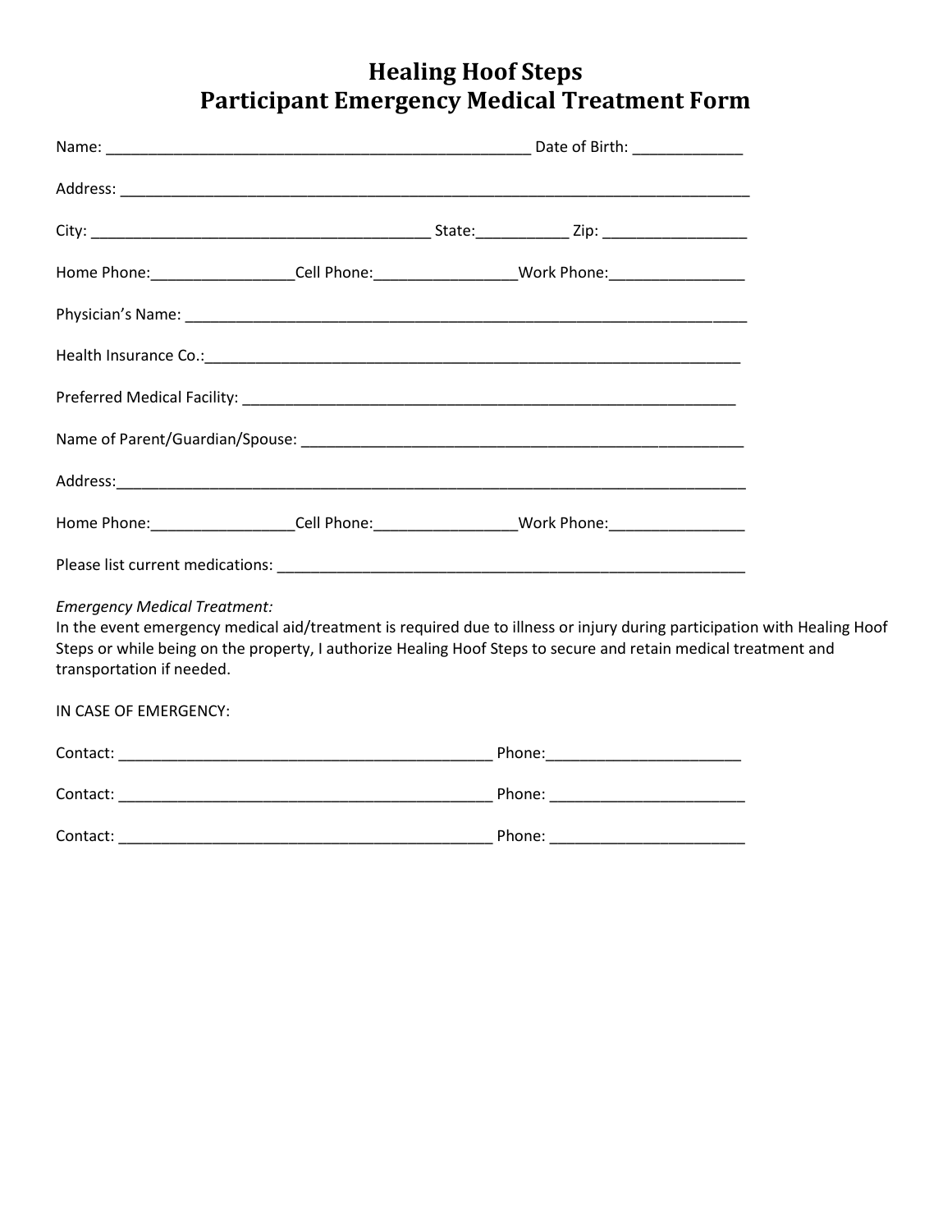# Healing Hoof Steps
# Participant Emergency Medical Treatment Form

Name: ___________________________________________________ Date of Birth: _____________

Address: ______________________________________________________________________________

City: ________________________________________ State:___________ Zip: _________________

Home Phone:_________________Cell Phone:_________________Work Phone:________________

Physician's Name: _____________________________________________________________________

Health Insurance Co.:_________________________________________________________________

Preferred Medical Facility: ____________________________________________________________

Name of Parent/Guardian/Spouse: ______________________________________________________

Address:______________________________________________________________________________

Home Phone:_________________Cell Phone:_________________Work Phone:________________

Please list current medications: _________________________________________________________

*Emergency Medical Treatment:*

In the event emergency medical aid/treatment is required due to illness or injury during participation with Healing Hoof Steps or while being on the property, I authorize Healing Hoof Steps to secure and retain medical treatment and transportation if needed.

IN CASE OF EMERGENCY:

Contact: ____________________________________________ Phone:_______________________

Contact: ____________________________________________ Phone: _______________________

Contact: ____________________________________________ Phone: _______________________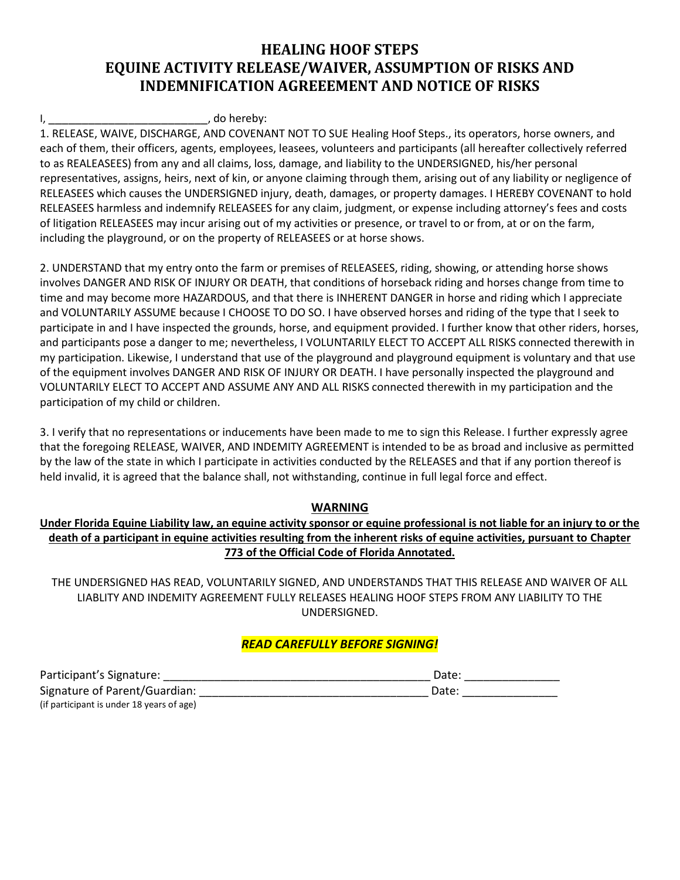# HEALING HOOF STEPS
# EQUINE ACTIVITY RELEASE/WAIVER, ASSUMPTION OF RISKS AND INDEMNIFICATION AGREEEMENT AND NOTICE OF RISKS

I, __________________________, do hereby:

1. RELEASE, WAIVE, DISCHARGE, AND COVENANT NOT TO SUE Healing Hoof Steps., its operators, horse owners, and each of them, their officers, agents, employees, leasees, volunteers and participants (all hereafter collectively referred to as REALEASEES) from any and all claims, loss, damage, and liability to the UNDERSIGNED, his/her personal representatives, assigns, heirs, next of kin, or anyone claiming through them, arising out of any liability or negligence of RELEASEES which causes the UNDERSIGNED injury, death, damages, or property damages. I HEREBY COVENANT to hold RELEASEES harmless and indemnify RELEASEES for any claim, judgment, or expense including attorney's fees and costs of litigation RELEASEES may incur arising out of my activities or presence, or travel to or from, at or on the farm, including the playground, or on the property of RELEASEES or at horse shows.

2. UNDERSTAND that my entry onto the farm or premises of RELEASEES, riding, showing, or attending horse shows involves DANGER AND RISK OF INJURY OR DEATH, that conditions of horseback riding and horses change from time to time and may become more HAZARDOUS, and that there is INHERENT DANGER in horse and riding which I appreciate and VOLUNTARILY ASSUME because I CHOOSE TO DO SO. I have observed horses and riding of the type that I seek to participate in and I have inspected the grounds, horse, and equipment provided. I further know that other riders, horses, and participants pose a danger to me; nevertheless, I VOLUNTARILY ELECT TO ACCEPT ALL RISKS connected therewith in my participation. Likewise, I understand that use of the playground and playground equipment is voluntary and that use of the equipment involves DANGER AND RISK OF INJURY OR DEATH. I have personally inspected the playground and VOLUNTARILY ELECT TO ACCEPT AND ASSUME ANY AND ALL RISKS connected therewith in my participation and the participation of my child or children.

3. I verify that no representations or inducements have been made to me to sign this Release. I further expressly agree that the foregoing RELEASE, WAIVER, AND INDEMITY AGREEMENT is intended to be as broad and inclusive as permitted by the law of the state in which I participate in activities conducted by the RELEASES and that if any portion thereof is held invalid, it is agreed that the balance shall, not withstanding, continue in full legal force and effect.

**WARNING**

**Under Florida Equine Liability law, an equine activity sponsor or equine professional is not liable for an injury to or the death of a participant in equine activities resulting from the inherent risks of equine activities, pursuant to Chapter 773 of the Official Code of Florida Annotated.**

THE UNDERSIGNED HAS READ, VOLUNTARILY SIGNED, AND UNDERSTANDS THAT THIS RELEASE AND WAIVER OF ALL LIABLITY AND INDEMITY AGREEMENT FULLY RELEASES HEALING HOOF STEPS FROM ANY LIABILITY TO THE UNDERSIGNED.

***READ CAREFULLY BEFORE SIGNING!***

Participant's Signature: ________________________________________ Date: _______________

Signature of Parent/Guardian: ___________________________________ Date: _______________

(if participant is under 18 years of age)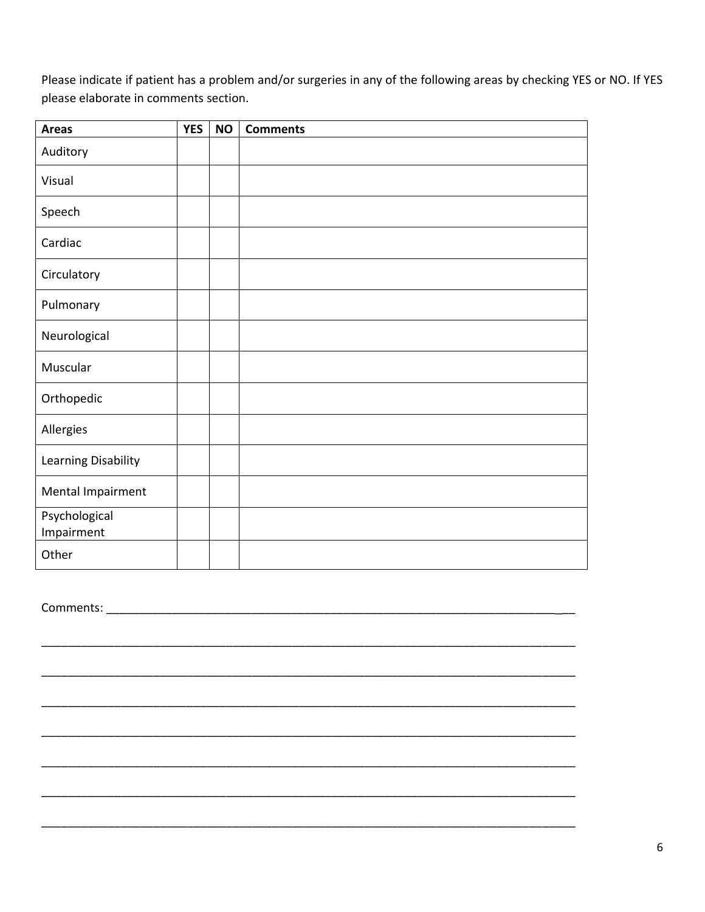Please indicate if patient has a problem and/or surgeries in any of the following areas by checking YES or NO. If YES please elaborate in comments section.

| Areas | YES | NO | Comments |
|---|---|---|---|
| Auditory | | | |
| Visual | | | |
| Speech | | | |
| Cardiac | | | |
| Circulatory | | | |
| Pulmonary | | | |
| Neurological | | | |
| Muscular | | | |
| Orthopedic | | | |
| Allergies | | | |
| Learning Disability | | | |
| Mental Impairment | | | |
| Psychological Impairment | | | |
| Other | | | |

Comments: ___________________________________________________________________________

______________________________________________________________________________________

______________________________________________________________________________________

______________________________________________________________________________________

______________________________________________________________________________________

______________________________________________________________________________________

______________________________________________________________________________________

______________________________________________________________________________________